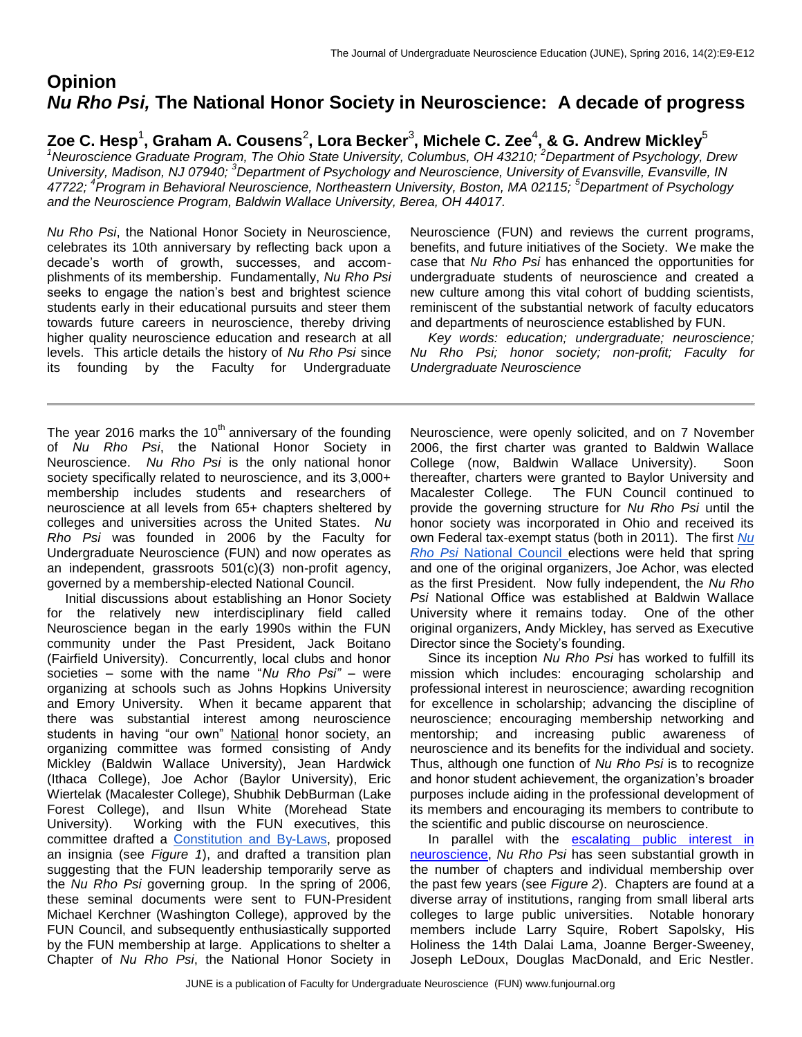# Opinion

# *Nu Rho Psi,* The National Honor Society in Neuroscience: A decade of progress

**Zoe C. Hesp[1], Graham A. Cousens[2], Lora Becker[3], Michele C. Zee[4], & G. Andrew Mickley[5]**

*[1]Neuroscience Graduate Program, The Ohio State University, Columbus, OH 43210; [2]Department of Psychology, Drew University, Madison, NJ 07940; [3]Department of Psychology and Neuroscience, University of Evansville, Evansville, IN 47722; [4]Program in Behavioral Neuroscience, Northeastern University, Boston, MA 02115; [5]Department of Psychology and the Neuroscience Program, Baldwin Wallace University, Berea, OH 44017.*

*Nu Rho Psi*, the National Honor Society in Neuroscience, celebrates its 10th anniversary by reflecting back upon a decade's worth of growth, successes, and accomplishments of its membership. Fundamentally, *Nu Rho Psi* seeks to engage the nation's best and brightest science students early in their educational pursuits and steer them towards future careers in neuroscience, thereby driving higher quality neuroscience education and research at all levels. This article details the history of *Nu Rho Psi* since its founding by the Faculty for Undergraduate Neuroscience (FUN) and reviews the current programs, benefits, and future initiatives of the Society. We make the case that *Nu Rho Psi* has enhanced the opportunities for undergraduate students of neuroscience and created a new culture among this vital cohort of budding scientists, reminiscent of the substantial network of faculty educators and departments of neuroscience established by FUN.

*Key words: education; undergraduate; neuroscience; Nu Rho Psi; honor society; non-profit; Faculty for Undergraduate Neuroscience*

---

The year 2016 marks the 10th anniversary of the founding of *Nu Rho Psi*, the National Honor Society in Neuroscience. *Nu Rho Psi* is the only national honor society specifically related to neuroscience, and its 3,000+ membership includes students and researchers of neuroscience at all levels from 65+ chapters sheltered by colleges and universities across the United States. *Nu Rho Psi* was founded in 2006 by the Faculty for Undergraduate Neuroscience (FUN) and now operates as an independent, grassroots 501(c)(3) non-profit agency, governed by a membership-elected National Council.

Initial discussions about establishing an Honor Society for the relatively new interdisciplinary field called Neuroscience began in the early 1990s within the FUN community under the Past President, Jack Boitano (Fairfield University). Concurrently, local clubs and honor societies – some with the name "*Nu Rho Psi"* – were organizing at schools such as Johns Hopkins University and Emory University. When it became apparent that there was substantial interest among neuroscience students in having "our own" National honor society, an organizing committee was formed consisting of Andy Mickley (Baldwin Wallace University), Jean Hardwick (Ithaca College), Joe Achor (Baylor University), Eric Wiertelak (Macalester College), Shubhik DebBurman (Lake Forest College), and Ilsun White (Morehead State University). Working with the FUN executives, this committee drafted a Constitution and By-Laws, proposed an insignia (see *Figure 1*), and drafted a transition plan suggesting that the FUN leadership temporarily serve as the *Nu Rho Psi* governing group. In the spring of 2006, these seminal documents were sent to FUN-President Michael Kerchner (Washington College), approved by the FUN Council, and subsequently enthusiastically supported by the FUN membership at large. Applications to shelter a Chapter of *Nu Rho Psi*, the National Honor Society in Neuroscience, were openly solicited, and on 7 November 2006, the first charter was granted to Baldwin Wallace College (now, Baldwin Wallace University). Soon thereafter, charters were granted to Baylor University and Macalester College. The FUN Council continued to provide the governing structure for *Nu Rho Psi* until the honor society was incorporated in Ohio and received its own Federal tax-exempt status (both in 2011). The first *Nu Rho Psi* National Council elections were held that spring and one of the original organizers, Joe Achor, was elected as the first President. Now fully independent, the *Nu Rho Psi* National Office was established at Baldwin Wallace University where it remains today. One of the other original organizers, Andy Mickley, has served as Executive Director since the Society's founding.

Since its inception *Nu Rho Psi* has worked to fulfill its mission which includes: encouraging scholarship and professional interest in neuroscience; awarding recognition for excellence in scholarship; advancing the discipline of neuroscience; encouraging membership networking and mentorship; and increasing public awareness of neuroscience and its benefits for the individual and society. Thus, although one function of *Nu Rho Psi* is to recognize and honor student achievement, the organization's broader purposes include aiding in the professional development of its members and encouraging its members to contribute to the scientific and public discourse on neuroscience.

In parallel with the escalating public interest in neuroscience, *Nu Rho Psi* has seen substantial growth in the number of chapters and individual membership over the past few years (see *Figure 2*). Chapters are found at a diverse array of institutions, ranging from small liberal arts colleges to large public universities. Notable honorary members include Larry Squire, Robert Sapolsky, His Holiness the 14th Dalai Lama, Joanne Berger-Sweeney, Joseph LeDoux, Douglas MacDonald, and Eric Nestler.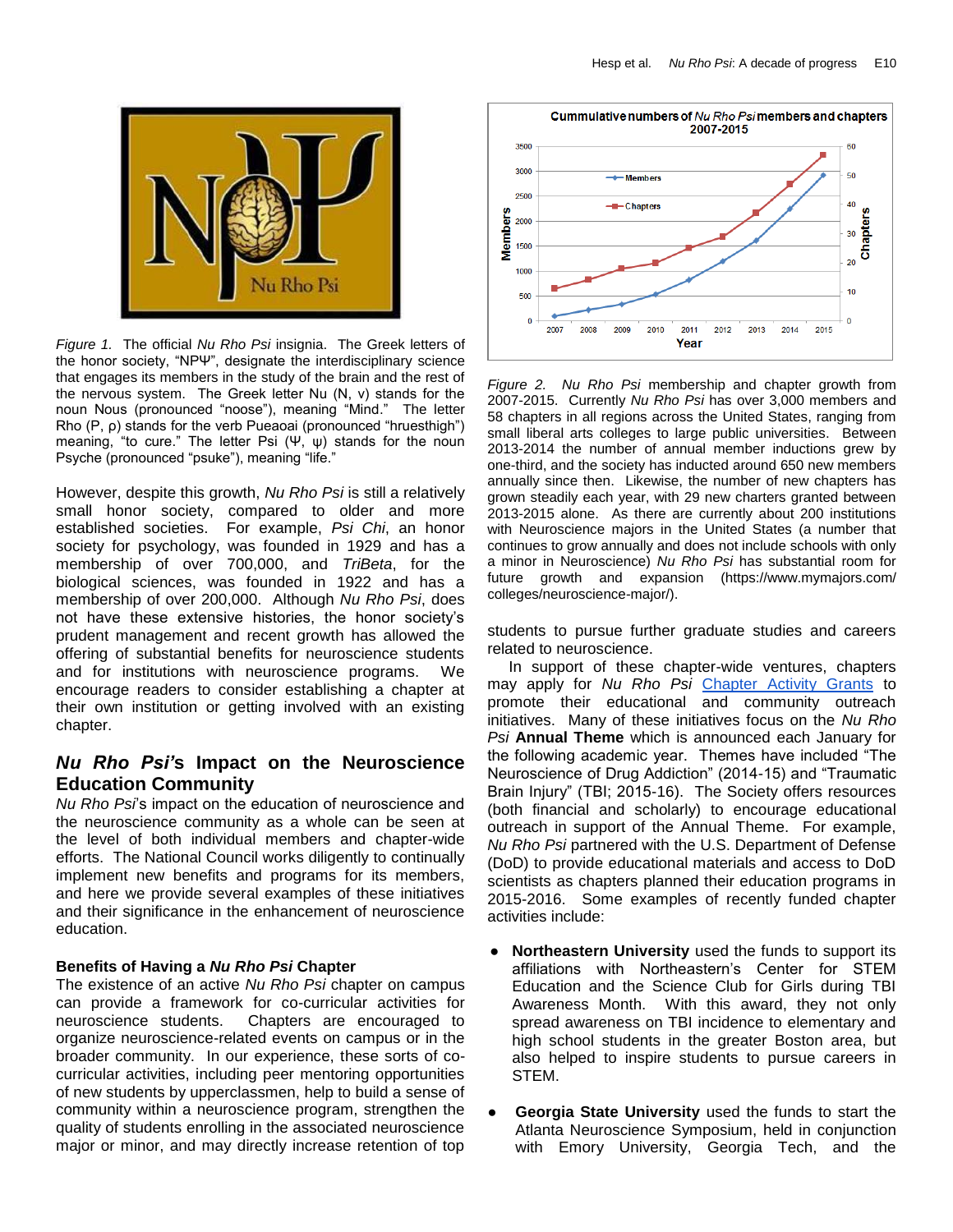*Figure 1.* The official *Nu Rho Psi* insignia. The Greek letters of the honor society, "ΝΡΨ", designate the interdisciplinary science that engages its members in the study of the brain and the rest of the nervous system. The Greek letter Nu (N, ν) stands for the noun Nous (pronounced "noose"), meaning "Mind." The letter Rho (P, ρ) stands for the verb Pueaoai (pronounced "hruesthigh") meaning, "to cure." The letter Psi (Ψ, ψ) stands for the noun Psyche (pronounced "psuke"), meaning "life."

However, despite this growth, *Nu Rho Psi* is still a relatively small honor society, compared to older and more established societies. For example, *Psi Chi*, an honor society for psychology, was founded in 1929 and has a membership of over 700,000, and *TriBeta*, for the biological sciences, was founded in 1922 and has a membership of over 200,000. Although *Nu Rho Psi*, does not have these extensive histories, the honor society's prudent management and recent growth has allowed the offering of substantial benefits for neuroscience students and for institutions with neuroscience programs. We encourage readers to consider establishing a chapter at their own institution or getting involved with an existing chapter.

## *Nu Rho Psi's* Impact on the Neuroscience Education Community

*Nu Rho Psi*'s impact on the education of neuroscience and the neuroscience community as a whole can be seen at the level of both individual members and chapter-wide efforts. The National Council works diligently to continually implement new benefits and programs for its members, and here we provide several examples of these initiatives and their significance in the enhancement of neuroscience education.

### Benefits of Having a *Nu Rho Psi* Chapter

The existence of an active *Nu Rho Psi* chapter on campus can provide a framework for co-curricular activities for neuroscience students. Chapters are encouraged to organize neuroscience-related events on campus or in the broader community. In our experience, these sorts of co-curricular activities, including peer mentoring opportunities of new students by upperclassmen, help to build a sense of community within a neuroscience program, strengthen the quality of students enrolling in the associated neuroscience major or minor, and may directly increase retention of top students to pursue further graduate studies and careers related to neuroscience.

*Figure 2.* *Nu Rho Psi* membership and chapter growth from 2007-2015. Currently *Nu Rho Psi* has over 3,000 members and 58 chapters in all regions across the United States, ranging from small liberal arts colleges to large public universities. Between 2013-2014 the number of annual member inductions grew by one-third, and the society has inducted around 650 new members annually since then. Likewise, the number of new chapters has grown steadily each year, with 29 new charters granted between 2013-2015 alone. As there are currently about 200 institutions with Neuroscience majors in the United States (a number that continues to grow annually and does not include schools with only a minor in Neuroscience) *Nu Rho Psi* has substantial room for future growth and expansion (https://www.mymajors.com/colleges/neuroscience-major/).

In support of these chapter-wide ventures, chapters may apply for *Nu Rho Psi* Chapter Activity Grants to promote their educational and community outreach initiatives. Many of these initiatives focus on the *Nu Rho Psi* **Annual Theme** which is announced each January for the following academic year. Themes have included "The Neuroscience of Drug Addiction" (2014-15) and "Traumatic Brain Injury" (TBI; 2015-16). The Society offers resources (both financial and scholarly) to encourage educational outreach in support of the Annual Theme. For example, *Nu Rho Psi* partnered with the U.S. Department of Defense (DoD) to provide educational materials and access to DoD scientists as chapters planned their education programs in 2015-2016. Some examples of recently funded chapter activities include:

- **Northeastern University** used the funds to support its affiliations with Northeastern's Center for STEM Education and the Science Club for Girls during TBI Awareness Month. With this award, they not only spread awareness on TBI incidence to elementary and high school students in the greater Boston area, but also helped to inspire students to pursue careers in STEM.

- **Georgia State University** used the funds to start the Atlanta Neuroscience Symposium, held in conjunction with Emory University, Georgia Tech, and the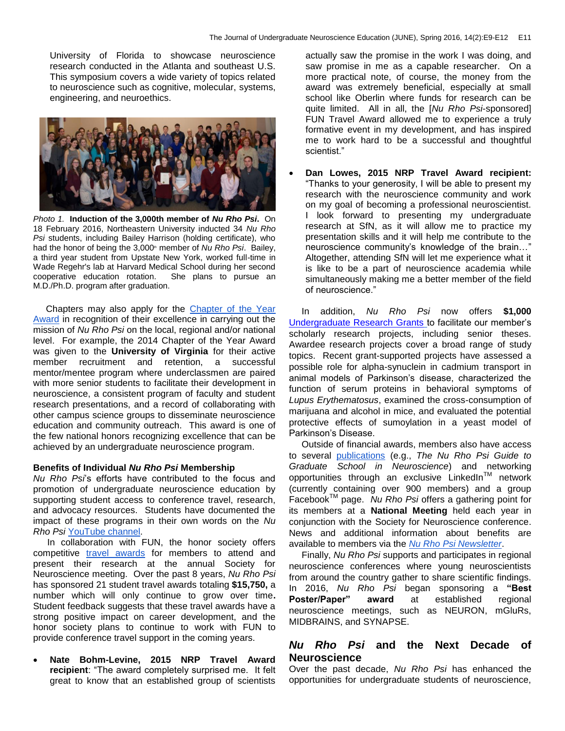University of Florida to showcase neuroscience research conducted in the Atlanta and southeast U.S. This symposium covers a wide variety of topics related to neuroscience such as cognitive, molecular, systems, engineering, and neuroethics.

*Photo 1.* **Induction of the 3,000th member of *Nu Rho Psi*.** On 18 February 2016, Northeastern University inducted 34 *Nu Rho Psi* students, including Bailey Harrison (holding certificate), who had the honor of being the 3,000th member of *Nu Rho Psi*. Bailey, a third year student from Upstate New York, worked full-time in Wade Regehr's lab at Harvard Medical School during her second cooperative education rotation. She plans to pursue an M.D./Ph.D. program after graduation.

Chapters may also apply for the Chapter of the Year Award in recognition of their excellence in carrying out the mission of *Nu Rho Psi* on the local, regional and/or national level. For example, the 2014 Chapter of the Year Award was given to the **University of Virginia** for their active member recruitment and retention, a successful mentor/mentee program where underclassmen are paired with more senior students to facilitate their development in neuroscience, a consistent program of faculty and student research presentations, and a record of collaborating with other campus science groups to disseminate neuroscience education and community outreach. This award is one of the few national honors recognizing excellence that can be achieved by an undergraduate neuroscience program.

### Benefits of Individual *Nu Rho Psi* Membership

*Nu Rho Psi*'s efforts have contributed to the focus and promotion of undergraduate neuroscience education by supporting student access to conference travel, research, and advocacy resources. Students have documented the impact of these programs in their own words on the *Nu Rho Psi* YouTube channel.

In collaboration with FUN, the honor society offers competitive travel awards for members to attend and present their research at the annual Society for Neuroscience meeting. Over the past 8 years, *Nu Rho Psi* has sponsored 21 student travel awards totaling **$15,750,** a number which will only continue to grow over time**.** Student feedback suggests that these travel awards have a strong positive impact on career development, and the honor society plans to continue to work with FUN to provide conference travel support in the coming years.

- **Nate Bohm-Levine, 2015 NRP Travel Award recipient**: "The award completely surprised me. It felt great to know that an established group of scientists actually saw the promise in the work I was doing, and saw promise in me as a capable researcher. On a more practical note, of course, the money from the award was extremely beneficial, especially at small school like Oberlin where funds for research can be quite limited. All in all, the [*Nu Rho Psi*-sponsored] FUN Travel Award allowed me to experience a truly formative event in my development, and has inspired me to work hard to be a successful and thoughtful scientist."

- **Dan Lowes, 2015 NRP Travel Award recipient:** "Thanks to your generosity, I will be able to present my research with the neuroscience community and work on my goal of becoming a professional neuroscientist. I look forward to presenting my undergraduate research at SfN, as it will allow me to practice my presentation skills and it will help me contribute to the neuroscience community's knowledge of the brain…" Altogether, attending SfN will let me experience what it is like to be a part of neuroscience academia while simultaneously making me a better member of the field of neuroscience."

In addition, *Nu Rho Psi* now offers **$1,000** Undergraduate Research Grants to facilitate our member's scholarly research projects, including senior theses. Awardee research projects cover a broad range of study topics. Recent grant-supported projects have assessed a possible role for alpha-synuclein in cadmium transport in animal models of Parkinson's disease, characterized the function of serum proteins in behavioral symptoms of *Lupus Erythematosus*, examined the cross-consumption of marijuana and alcohol in mice, and evaluated the potential protective effects of sumoylation in a yeast model of Parkinson's Disease.

Outside of financial awards, members also have access to several publications (e.g., *The Nu Rho Psi Guide to Graduate School in Neuroscience*) and networking opportunities through an exclusive LinkedIn™ network (currently containing over 900 members) and a group Facebook™ page. *Nu Rho Psi* offers a gathering point for its members at a **National Meeting** held each year in conjunction with the Society for Neuroscience conference. News and additional information about benefits are available to members via the *Nu Rho Psi Newsletter*.

Finally, *Nu Rho Psi* supports and participates in regional neuroscience conferences where young neuroscientists from around the country gather to share scientific findings. In 2016, *Nu Rho Psi* began sponsoring a **"Best Poster/Paper" award** at established regional neuroscience meetings, such as NEURON, mGluRs, MIDBRAINS, and SYNAPSE.

## *Nu Rho Psi* and the Next Decade of Neuroscience

Over the past decade, *Nu Rho Psi* has enhanced the opportunities for undergraduate students of neuroscience,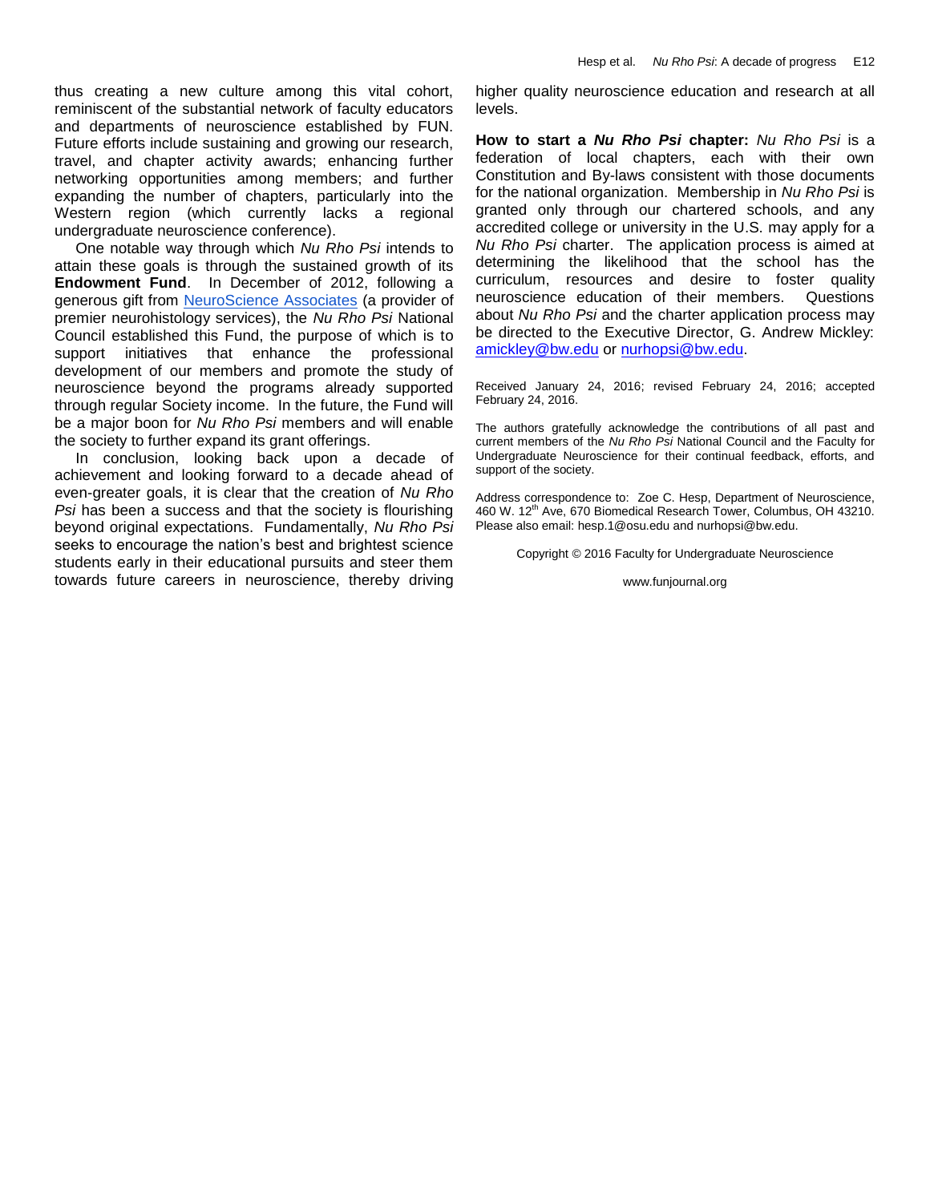thus creating a new culture among this vital cohort, reminiscent of the substantial network of faculty educators and departments of neuroscience established by FUN. Future efforts include sustaining and growing our research, travel, and chapter activity awards; enhancing further networking opportunities among members; and further expanding the number of chapters, particularly into the Western region (which currently lacks a regional undergraduate neuroscience conference).

One notable way through which *Nu Rho Psi* intends to attain these goals is through the sustained growth of its **Endowment Fund**. In December of 2012, following a generous gift from NeuroScience Associates (a provider of premier neurohistology services), the *Nu Rho Psi* National Council established this Fund, the purpose of which is to support initiatives that enhance the professional development of our members and promote the study of neuroscience beyond the programs already supported through regular Society income. In the future, the Fund will be a major boon for *Nu Rho Psi* members and will enable the society to further expand its grant offerings.

In conclusion, looking back upon a decade of achievement and looking forward to a decade ahead of even-greater goals, it is clear that the creation of *Nu Rho Psi* has been a success and that the society is flourishing beyond original expectations. Fundamentally, *Nu Rho Psi* seeks to encourage the nation's best and brightest science students early in their educational pursuits and steer them towards future careers in neuroscience, thereby driving higher quality neuroscience education and research at all levels.

**How to start a *Nu Rho Psi* chapter:** *Nu Rho Psi* is a federation of local chapters, each with their own Constitution and By-laws consistent with those documents for the national organization. Membership in *Nu Rho Psi* is granted only through our chartered schools, and any accredited college or university in the U.S. may apply for a *Nu Rho Psi* charter. The application process is aimed at determining the likelihood that the school has the curriculum, resources and desire to foster quality neuroscience education of their members. Questions about *Nu Rho Psi* and the charter application process may be directed to the Executive Director, G. Andrew Mickley: amickley@bw.edu or nurhopsi@bw.edu.

Received January 24, 2016; revised February 24, 2016; accepted February 24, 2016.

The authors gratefully acknowledge the contributions of all past and current members of the *Nu Rho Psi* National Council and the Faculty for Undergraduate Neuroscience for their continual feedback, efforts, and support of the society.

Address correspondence to: Zoe C. Hesp, Department of Neuroscience, 460 W. 12th Ave, 670 Biomedical Research Tower, Columbus, OH 43210. Please also email: hesp.1@osu.edu and nurhopsi@bw.edu.

Copyright © 2016 Faculty for Undergraduate Neuroscience

www.funjournal.org